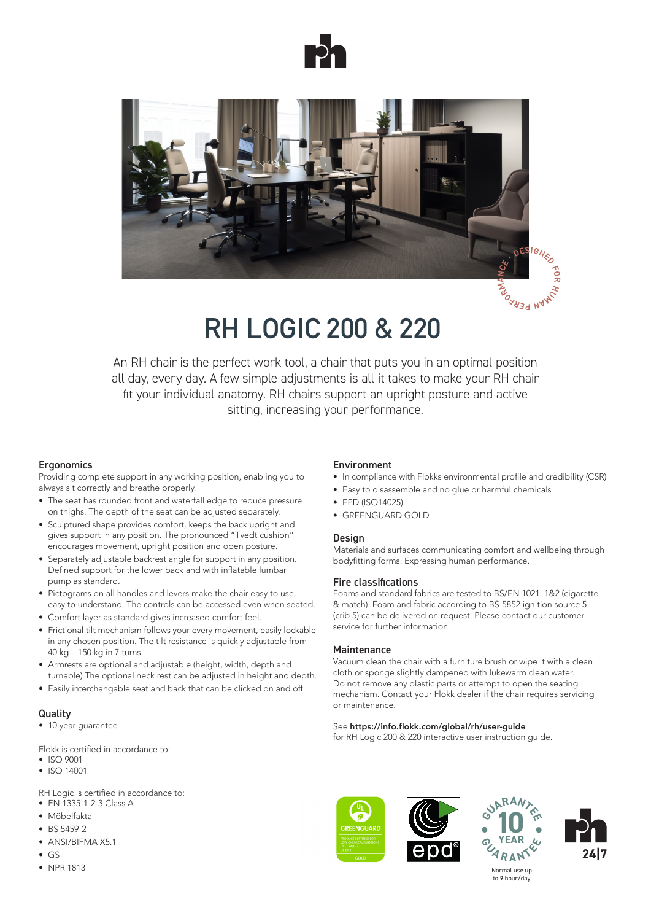# RH LOGIC 200 & 220

An RH chair is the perfect work tool, a chair that puts you in an optimal position all day, every day. A few simple adjustments is all it takes to make your RH chair fit your individual anatomy. RH chairs support an upright posture and active sitting, increasing your performance.

## Ergonomics

Providing complete support in any working position, enabling you to always sit correctly and breathe properly.

- The seat has rounded front and waterfall edge to reduce pressure on thighs. The depth of the seat can be adjusted separately.
- Sculptured shape provides comfort, keeps the back upright and gives support in any position. The pronounced "Tvedt cushion" encourages movement, upright position and open posture.
- Separately adjustable backrest angle for support in any position. Defined support for the lower back and with inflatable lumbar pump as standard.
- Pictograms on all handles and levers make the chair easy to use, easy to understand. The controls can be accessed even when seated.
- Comfort layer as standard gives increased comfort feel.
- Frictional tilt mechanism follows your every movement, easily lockable in any chosen position. The tilt resistance is quickly adjustable from 40 kg – 150 kg in 7 turns.
- Armrests are optional and adjustable (height, width, depth and turnable) The optional neck rest can be adjusted in height and depth.
- Easily interchangable seat and back that can be clicked on and off.

## Quality

- 10 year guarantee

Flokk is certified in accordance to:
- ISO 9001
- ISO 14001

RH Logic is certified in accordance to:
- EN 1335-1-2-3 Class A
- Möbelfakta
- BS 5459-2
- ANSI/BIFMA X5.1
- GS
- NPR 1813

## Environment

- In compliance with Flokks environmental profile and credibility (CSR)
- Easy to disassemble and no glue or harmful chemicals
- EPD (ISO14025)
- GREENGUARD GOLD

## Design

Materials and surfaces communicating comfort and wellbeing through bodyfitting forms. Expressing human performance.

## Fire classifications

Foams and standard fabrics are tested to BS/EN 1021–1&2 (cigarette & match). Foam and fabric according to BS-5852 ignition source 5 (crib 5) can be delivered on request. Please contact our customer service for further information.

## Maintenance

Vacuum clean the chair with a furniture brush or wipe it with a clean cloth or sponge slightly dampened with lukewarm clean water. Do not remove any plastic parts or attempt to open the seating mechanism. Contact your Flokk dealer if the chair requires servicing or maintenance.

See **https://info.flokk.com/global/rh/user-guide** for RH Logic 200 & 220 interactive user instruction guide.

Normal use up to 9 hour/day

24|7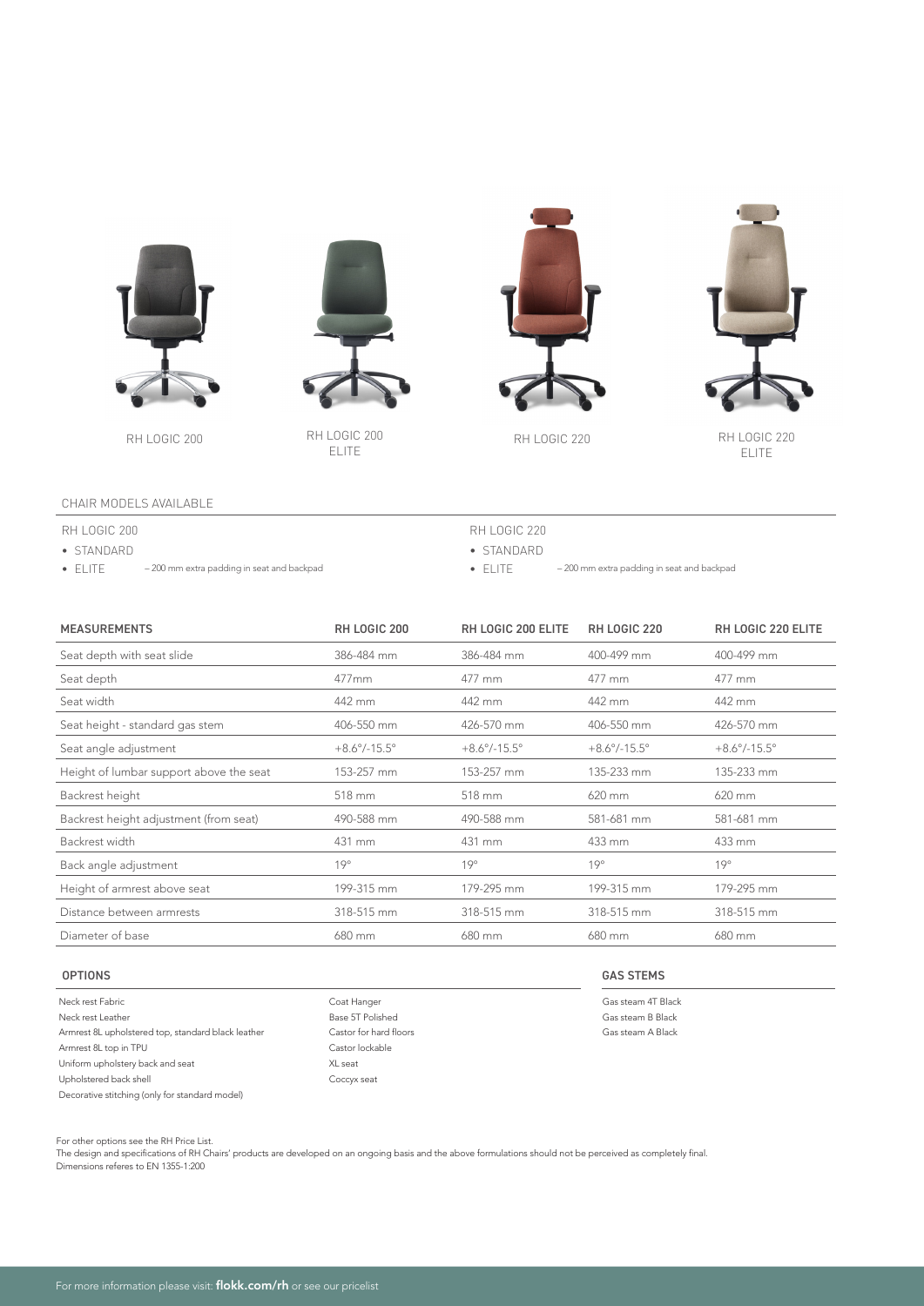RH LOGIC 200

RH LOGIC 200 ELITE

RH LOGIC 220

RH LOGIC 220 ELITE

## CHAIR MODELS AVAILABLE

RH LOGIC 200

- STANDARD
- ELITE – 200 mm extra padding in seat and backpad

RH LOGIC 220

- STANDARD
- ELITE – 200 mm extra padding in seat and backpad

| MEASUREMENTS | RH LOGIC 200 | RH LOGIC 200 ELITE | RH LOGIC 220 | RH LOGIC 220 ELITE |
|---|---|---|---|---|
| Seat depth with seat slide | 386-484 mm | 386-484 mm | 400-499 mm | 400-499 mm |
| Seat depth | 477mm | 477 mm | 477 mm | 477 mm |
| Seat width | 442 mm | 442 mm | 442 mm | 442 mm |
| Seat height - standard gas stem | 406-550 mm | 426-570 mm | 406-550 mm | 426-570 mm |
| Seat angle adjustment | +8.6°/-15.5° | +8.6°/-15.5° | +8.6°/-15.5° | +8.6°/-15.5° |
| Height of lumbar support above the seat | 153-257 mm | 153-257 mm | 135-233 mm | 135-233 mm |
| Backrest height | 518 mm | 518 mm | 620 mm | 620 mm |
| Backrest height adjustment (from seat) | 490-588 mm | 490-588 mm | 581-681 mm | 581-681 mm |
| Backrest width | 431 mm | 431 mm | 433 mm | 433 mm |
| Back angle adjustment | 19° | 19° | 19° | 19° |
| Height of armrest above seat | 199-315 mm | 179-295 mm | 199-315 mm | 179-295 mm |
| Distance between armrests | 318-515 mm | 318-515 mm | 318-515 mm | 318-515 mm |
| Diameter of base | 680 mm | 680 mm | 680 mm | 680 mm |

## OPTIONS

Neck rest Fabric
Neck rest Leather
Armrest 8L upholstered top, standard black leather
Armrest 8L top in TPU
Uniform upholstery back and seat
Upholstered back shell
Decorative stitching (only for standard model)
Coat Hanger
Base 5T Polished
Castor for hard floors
Castor lockable
XL seat
Coccyx seat

## GAS STEMS

Gas steam 4T Black
Gas steam B Black
Gas steam A Black

For other options see the RH Price List.
The design and specifications of RH Chairs' products are developed on an ongoing basis and the above formulations should not be perceived as completely final.
Dimensions referes to EN 1355-1:200

For more information please visit: **flokk.com/rh** or see our pricelist